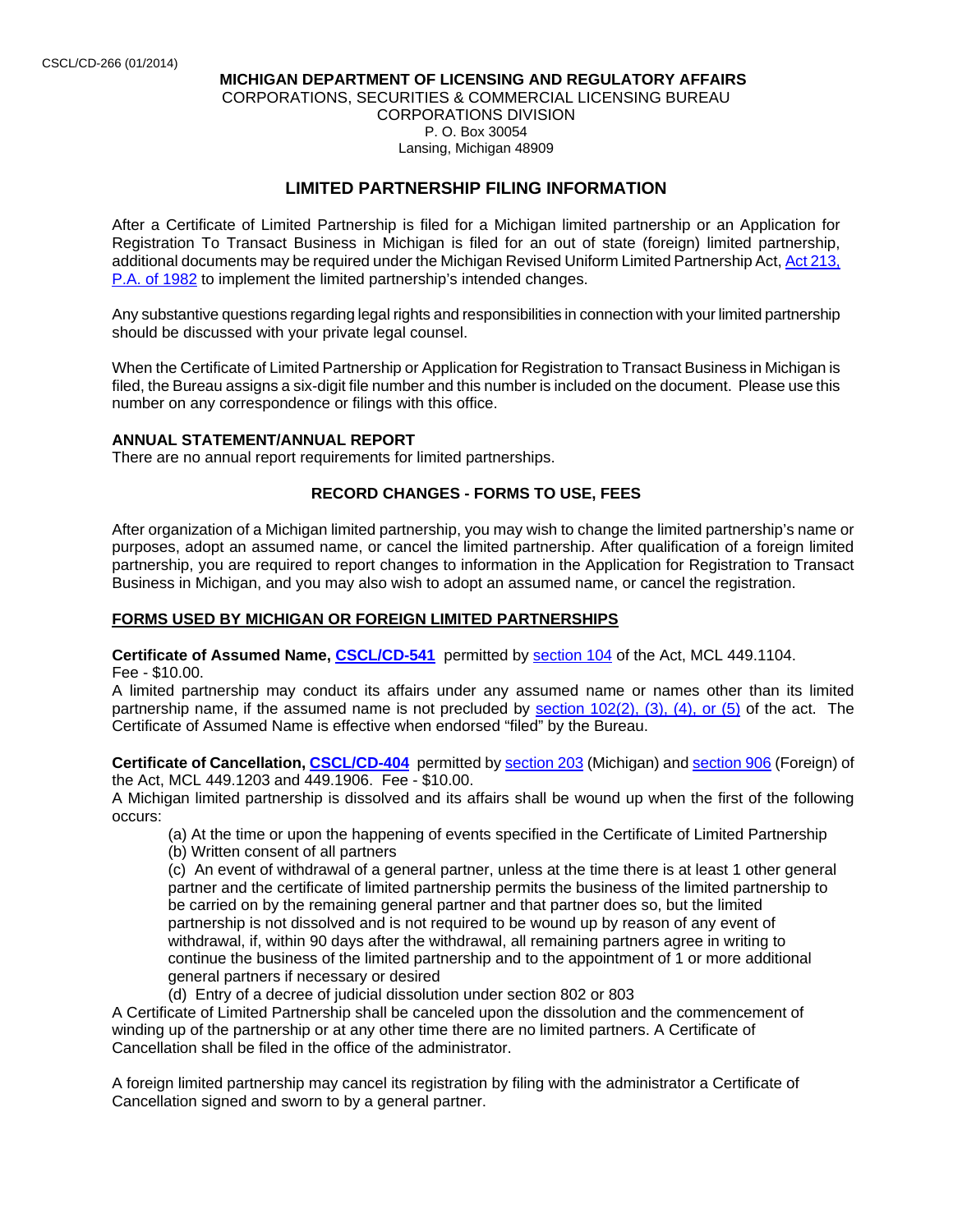CSCL/CD-266 (01/2014)

**MICHIGAN DEPARTMENT OF LICENSING AND REGULATORY AFFAIRS**
CORPORATIONS, SECURITIES & COMMERCIAL LICENSING BUREAU
CORPORATIONS DIVISION
P. O. Box 30054
Lansing, Michigan 48909

# LIMITED PARTNERSHIP FILING INFORMATION

After a Certificate of Limited Partnership is filed for a Michigan limited partnership or an Application for Registration To Transact Business in Michigan is filed for an out of state (foreign) limited partnership, additional documents may be required under the Michigan Revised Uniform Limited Partnership Act, Act 213, P.A. of 1982 to implement the limited partnership's intended changes.

Any substantive questions regarding legal rights and responsibilities in connection with your limited partnership should be discussed with your private legal counsel.

When the Certificate of Limited Partnership or Application for Registration to Transact Business in Michigan is filed, the Bureau assigns a six-digit file number and this number is included on the document. Please use this number on any correspondence or filings with this office.

**ANNUAL STATEMENT/ANNUAL REPORT**
There are no annual report requirements for limited partnerships.

## RECORD CHANGES - FORMS TO USE, FEES

After organization of a Michigan limited partnership, you may wish to change the limited partnership's name or purposes, adopt an assumed name, or cancel the limited partnership. After qualification of a foreign limited partnership, you are required to report changes to information in the Application for Registration to Transact Business in Michigan, and you may also wish to adopt an assumed name, or cancel the registration.

### FORMS USED BY MICHIGAN OR FOREIGN LIMITED PARTNERSHIPS

**Certificate of Assumed Name, CSCL/CD-541** permitted by section 104 of the Act, MCL 449.1104. Fee - $10.00.
A limited partnership may conduct its affairs under any assumed name or names other than its limited partnership name, if the assumed name is not precluded by section 102(2), (3), (4), or (5) of the act. The Certificate of Assumed Name is effective when endorsed "filed" by the Bureau.

**Certificate of Cancellation, CSCL/CD-404** permitted by section 203 (Michigan) and section 906 (Foreign) of the Act, MCL 449.1203 and 449.1906. Fee - $10.00.
A Michigan limited partnership is dissolved and its affairs shall be wound up when the first of the following occurs:

(a) At the time or upon the happening of events specified in the Certificate of Limited Partnership
(b) Written consent of all partners
(c) An event of withdrawal of a general partner, unless at the time there is at least 1 other general partner and the certificate of limited partnership permits the business of the limited partnership to be carried on by the remaining general partner and that partner does so, but the limited partnership is not dissolved and is not required to be wound up by reason of any event of withdrawal, if, within 90 days after the withdrawal, all remaining partners agree in writing to continue the business of the limited partnership and to the appointment of 1 or more additional general partners if necessary or desired
(d) Entry of a decree of judicial dissolution under section 802 or 803

A Certificate of Limited Partnership shall be canceled upon the dissolution and the commencement of winding up of the partnership or at any other time there are no limited partners. A Certificate of Cancellation shall be filed in the office of the administrator.

A foreign limited partnership may cancel its registration by filing with the administrator a Certificate of Cancellation signed and sworn to by a general partner.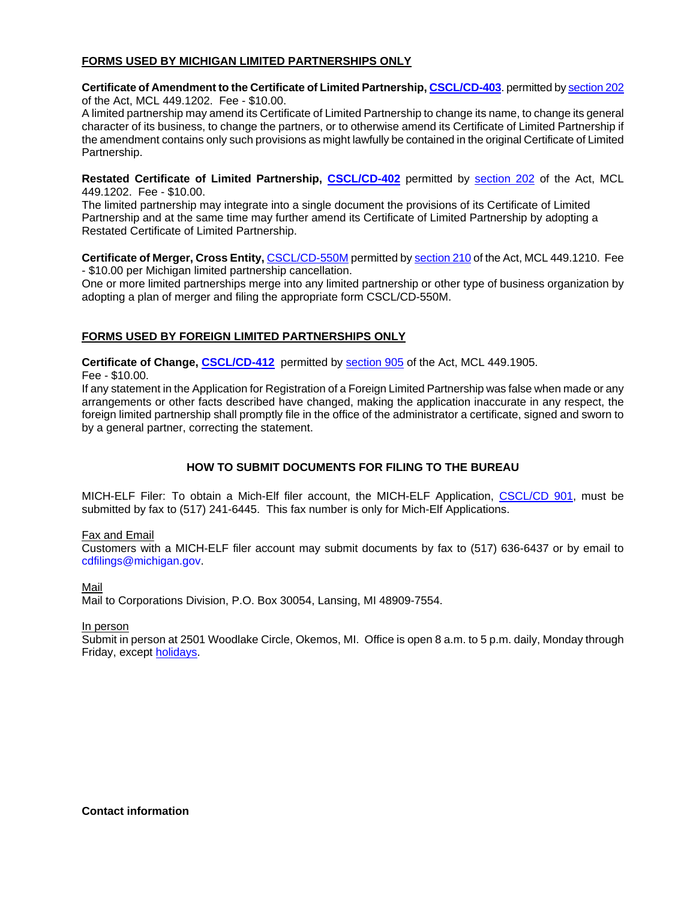## FORMS USED BY MICHIGAN LIMITED PARTNERSHIPS ONLY

**Certificate of Amendment to the Certificate of Limited Partnership, CSCL/CD-403**. permitted by section 202 of the Act, MCL 449.1202. Fee - $10.00.
A limited partnership may amend its Certificate of Limited Partnership to change its name, to change its general character of its business, to change the partners, or to otherwise amend its Certificate of Limited Partnership if the amendment contains only such provisions as might lawfully be contained in the original Certificate of Limited Partnership.

**Restated Certificate of Limited Partnership, CSCL/CD-402** permitted by section 202 of the Act, MCL 449.1202. Fee - $10.00.
The limited partnership may integrate into a single document the provisions of its Certificate of Limited Partnership and at the same time may further amend its Certificate of Limited Partnership by adopting a Restated Certificate of Limited Partnership.

**Certificate of Merger, Cross Entity,** CSCL/CD-550M permitted by section 210 of the Act, MCL 449.1210. Fee - $10.00 per Michigan limited partnership cancellation.
One or more limited partnerships merge into any limited partnership or other type of business organization by adopting a plan of merger and filing the appropriate form CSCL/CD-550M.

## FORMS USED BY FOREIGN LIMITED PARTNERSHIPS ONLY

**Certificate of Change, CSCL/CD-412** permitted by section 905 of the Act, MCL 449.1905.
Fee - $10.00.
If any statement in the Application for Registration of a Foreign Limited Partnership was false when made or any arrangements or other facts described have changed, making the application inaccurate in any respect, the foreign limited partnership shall promptly file in the office of the administrator a certificate, signed and sworn to by a general partner, correcting the statement.

## HOW TO SUBMIT DOCUMENTS FOR FILING TO THE BUREAU

MICH-ELF Filer: To obtain a Mich-Elf filer account, the MICH-ELF Application, CSCL/CD 901, must be submitted by fax to (517) 241-6445. This fax number is only for Mich-Elf Applications.

Fax and Email
Customers with a MICH-ELF filer account may submit documents by fax to (517) 636-6437 or by email to cdfilings@michigan.gov.

Mail
Mail to Corporations Division, P.O. Box 30054, Lansing, MI 48909-7554.

In person
Submit in person at 2501 Woodlake Circle, Okemos, MI. Office is open 8 a.m. to 5 p.m. daily, Monday through Friday, except holidays.

**Contact information**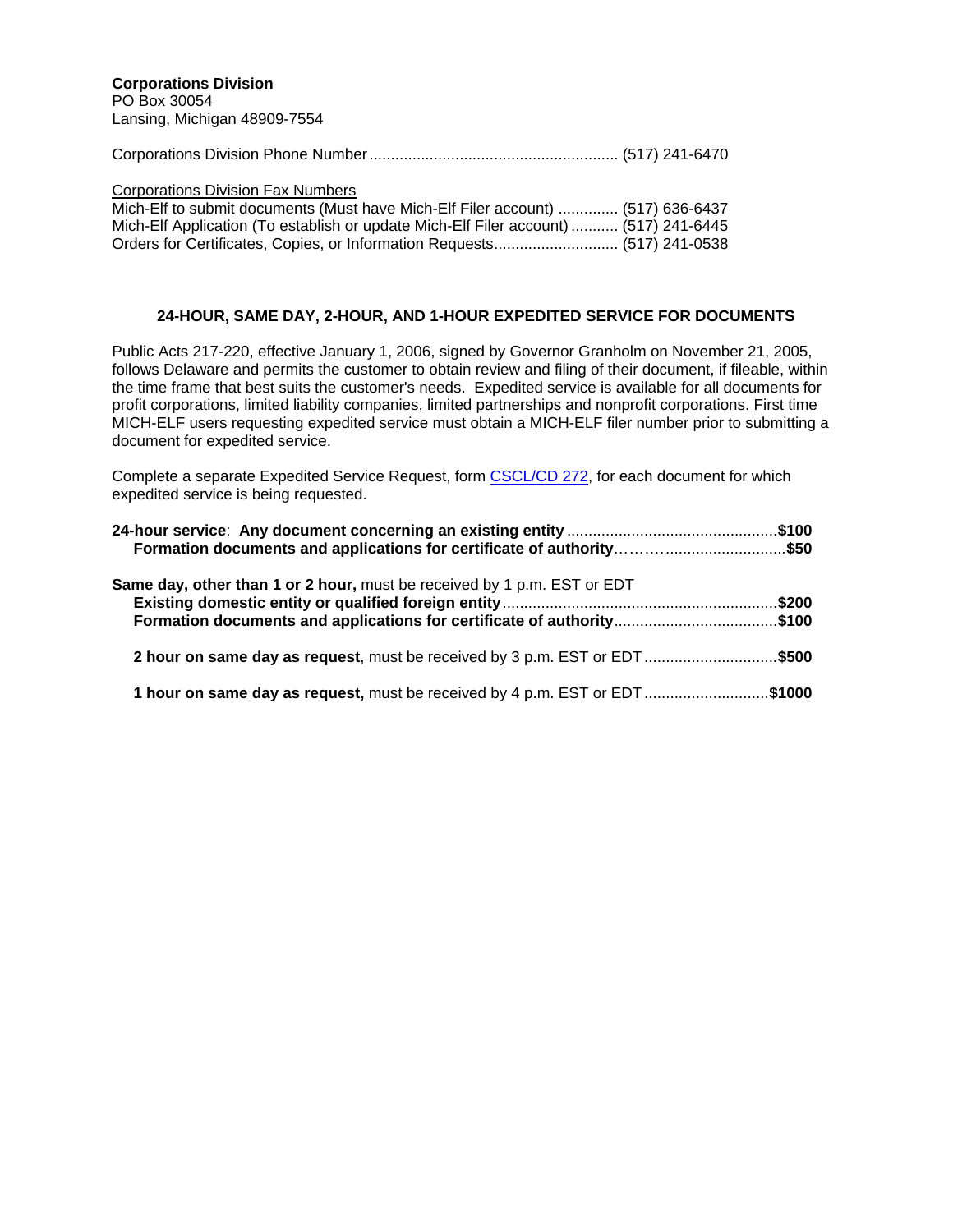**Corporations Division**
PO Box 30054
Lansing, Michigan 48909-7554

Corporations Division Phone Number .......................................................... (517) 241-6470

Corporations Division Fax Numbers
Mich-Elf to submit documents (Must have Mich-Elf Filer account) .............. (517) 636-6437
Mich-Elf Application (To establish or update Mich-Elf Filer account) ........... (517) 241-6445
Orders for Certificates, Copies, or Information Requests............................. (517) 241-0538

## 24-HOUR, SAME DAY, 2-HOUR, AND 1-HOUR EXPEDITED SERVICE FOR DOCUMENTS

Public Acts 217-220, effective January 1, 2006, signed by Governor Granholm on November 21, 2005, follows Delaware and permits the customer to obtain review and filing of their document, if fileable, within the time frame that best suits the customer's needs. Expedited service is available for all documents for profit corporations, limited liability companies, limited partnerships and nonprofit corporations. First time MICH-ELF users requesting expedited service must obtain a MICH-ELF filer number prior to submitting a document for expedited service.

Complete a separate Expedited Service Request, form CSCL/CD 272, for each document for which expedited service is being requested.

**24-hour service**: **Any document concerning an existing entity** ................................................**$100**
**Formation documents and applications for certificate of authority**………..........................**$50**

**Same day, other than 1 or 2 hour,** must be received by 1 p.m. EST or EDT
**Existing domestic entity or qualified foreign entity**...............................................................**$200**
**Formation documents and applications for certificate of authority**.....................................**$100**

**2 hour on same day as request**, must be received by 3 p.m. EST or EDT ...............................**$500**

**1 hour on same day as request,** must be received by 4 p.m. EST or EDT ............................**$1000**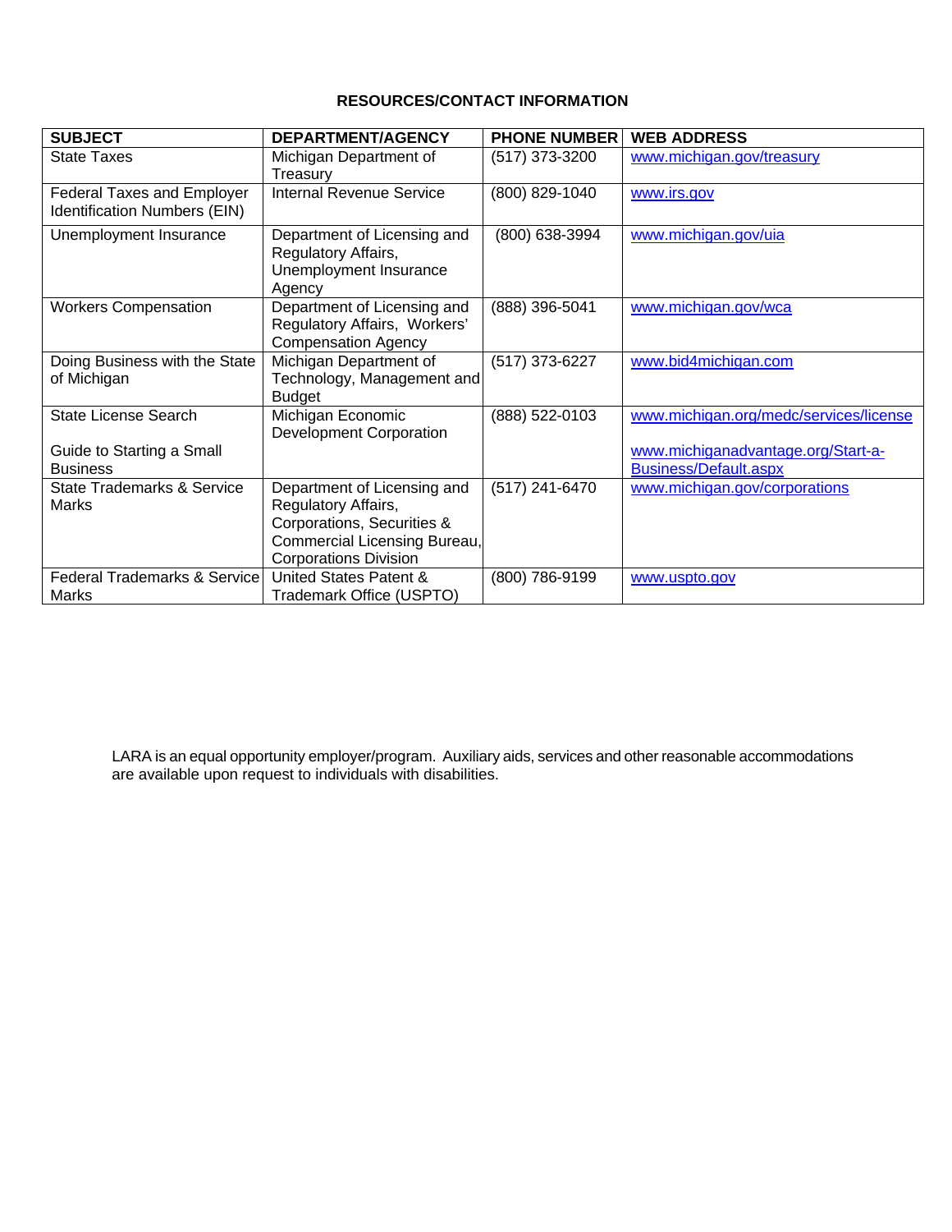### RESOURCES/CONTACT INFORMATION

| SUBJECT | DEPARTMENT/AGENCY | PHONE NUMBER | WEB ADDRESS |
|---|---|---|---|
| State Taxes | Michigan Department of Treasury | (517) 373-3200 | www.michigan.gov/treasury |
| Federal Taxes and Employer Identification Numbers (EIN) | Internal Revenue Service | (800) 829-1040 | www.irs.gov |
| Unemployment Insurance | Department of Licensing and Regulatory Affairs, Unemployment Insurance Agency | (800) 638-3994 | www.michigan.gov/uia |
| Workers Compensation | Department of Licensing and Regulatory Affairs, Workers' Compensation Agency | (888) 396-5041 | www.michigan.gov/wca |
| Doing Business with the State of Michigan | Michigan Department of Technology, Management and Budget | (517) 373-6227 | www.bid4michigan.com |
| State License Search<br><br>Guide to Starting a Small Business | Michigan Economic Development Corporation | (888) 522-0103 | www.michigan.org/medc/services/license<br><br>www.michiganadvantage.org/Start-a-Business/Default.aspx |
| State Trademarks & Service Marks | Department of Licensing and Regulatory Affairs, Corporations, Securities & Commercial Licensing Bureau, Corporations Division | (517) 241-6470 | www.michigan.gov/corporations |
| Federal Trademarks & Service Marks | United States Patent & Trademark Office (USPTO) | (800) 786-9199 | www.uspto.gov |

LARA is an equal opportunity employer/program. Auxiliary aids, services and other reasonable accommodations are available upon request to individuals with disabilities.